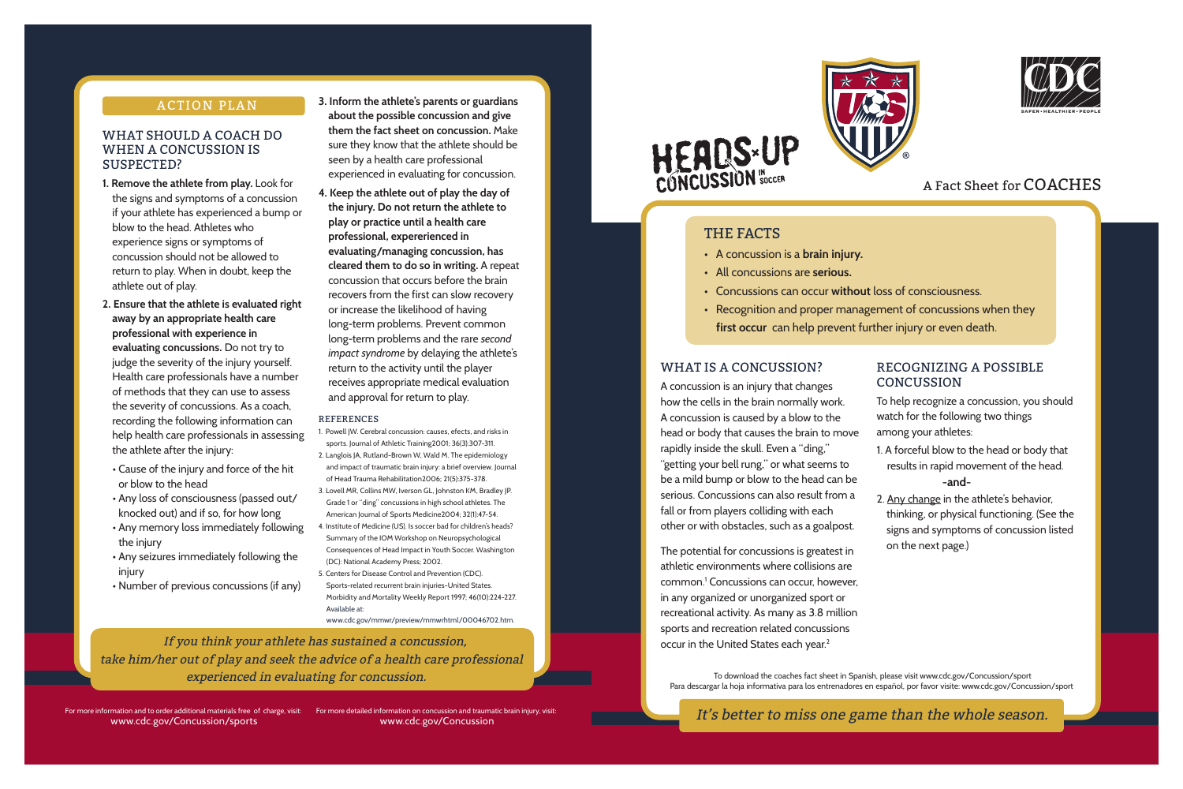# HEADS UP CONCUSSION IN SOCCER

A Fact Sheet for COACHES

## THE FACTS

- A concussion is a **brain injury.**
- All concussions are **serious.**
- Concussions can occur **without** loss of consciousness.
- Recognition and proper management of concussions when they **first occur** can help prevent further injury or even death.

## WHAT IS A CONCUSSION?

A concussion is an injury that changes how the cells in the brain normally work. A concussion is caused by a blow to the head or body that causes the brain to move rapidly inside the skull. Even a "ding," "getting your bell rung," or what seems to be a mild bump or blow to the head can be serious. Concussions can also result from a fall or from players colliding with each other or with obstacles, such as a goalpost.

The potential for concussions is greatest in athletic environments where collisions are common.[1] Concussions can occur, however, in any organized or unorganized sport or recreational activity. As many as 3.8 million sports and recreation related concussions occur in the United States each year.[2]

## RECOGNIZING A POSSIBLE CONCUSSION

To help recognize a concussion, you should watch for the following two things among your athletes:

1. A forceful blow to the head or body that results in rapid movement of the head.

   **-and-**

2. Any change in the athlete's behavior, thinking, or physical functioning. (See the signs and symptoms of concussion listed on the next page.)

To download the coaches fact sheet in Spanish, please visit www.cdc.gov/Concussion/sport
Para descargar la hoja informativa para los entrenadores en español, por favor visite: www.cdc.gov/Concussion/sport

*It's better to miss one game than the whole season.*

## ACTION PLAN

### WHAT SHOULD A COACH DO WHEN A CONCUSSION IS SUSPECTED?

1. **Remove the athlete from play.** Look for the signs and symptoms of a concussion if your athlete has experienced a bump or blow to the head. Athletes who experience signs or symptoms of concussion should not be allowed to return to play. When in doubt, keep the athlete out of play.
2. **Ensure that the athlete is evaluated right away by an appropriate health care professional with experience in evaluating concussions.** Do not try to judge the severity of the injury yourself. Health care professionals have a number of methods that they can use to assess the severity of concussions. As a coach, recording the following information can help health care professionals in assessing the athlete after the injury:
   - Cause of the injury and force of the hit or blow to the head
   - Any loss of consciousness (passed out/knocked out) and if so, for how long
   - Any memory loss immediately following the injury
   - Any seizures immediately following the injury
   - Number of previous concussions (if any)
3. **Inform the athlete's parents or guardians about the possible concussion and give them the fact sheet on concussion.** Make sure they know that the athlete should be seen by a health care professional experienced in evaluating for concussion.
4. **Keep the athlete out of play the day of the injury. Do not return the athlete to play or practice until a health care professional, expererienced in evaluating/managing concussion, has cleared them to do so in writing.** A repeat concussion that occurs before the brain recovers from the first can slow recovery or increase the likelihood of having long-term problems. Prevent common long-term problems and the rare *second impact syndrome* by delaying the athlete's return to the activity until the player receives appropriate medical evaluation and approval for return to play.

### REFERENCES

1. Powell JW. Cerebral concussion: causes, efects, and risks in sports. Journal of Athletic Training2001; 36(3):307-311.
2. Langlois JA, Rutland-Brown W, Wald M. The epidemiology and impact of traumatic brain injury: a brief overview. Journal of Head Trauma Rehabilitation2006; 21(5):375-378.
3. Lovell MR, Collins MW, Iverson GL, Johnston KM, Bradley JP. Grade 1 or "ding" concussions in high school athletes. The American Journal of Sports Medicine2004; 32(1):47-54.
4. Institute of Medicine (US). Is soccer bad for children's heads? Summary of the IOM Workshop on Neuropsychological Consequences of Head Impact in Youth Soccer. Washington (DC): National Academy Press; 2002.
5. Centers for Disease Control and Prevention (CDC). Sports-related recurrent brain injuries-United States. Morbidity and Mortality Weekly Report 1997; 46(10):224-227. Available at: www.cdc.gov/mmwr/preview/mmwrhtml/00046702.htm.

*If you think your athlete has sustained a concussion, take him/her out of play and seek the advice of a health care professional experienced in evaluating for concussion.*

For more information and to order additional materials free of charge, visit: www.cdc.gov/Concussion/sports

For more detailed information on concussion and traumatic brain injury, visit: www.cdc.gov/Concussion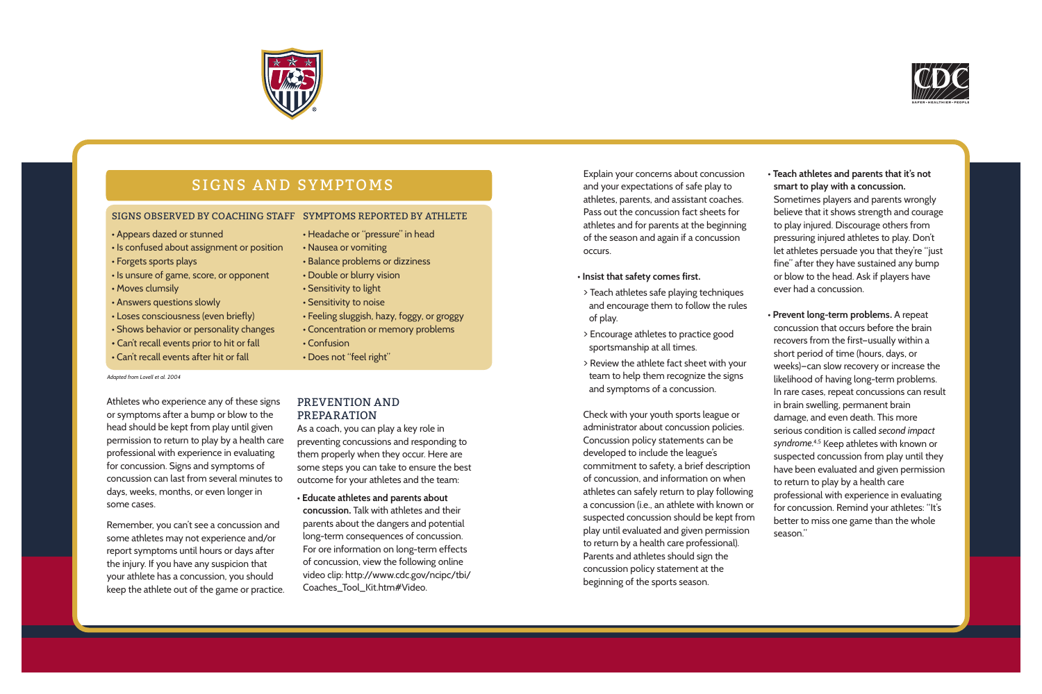## SIGNS AND SYMPTOMS

| SIGNS OBSERVED BY COACHING STAFF | SYMPTOMS REPORTED BY ATHLETE |
|---|---|
| • Appears dazed or stunned | • Headache or "pressure" in head |
| • Is confused about assignment or position | • Nausea or vomiting |
| • Forgets sports plays | • Balance problems or dizziness |
| • Is unsure of game, score, or opponent | • Double or blurry vision |
| • Moves clumsily | • Sensitivity to light |
| • Answers questions slowly | • Sensitivity to noise |
| • Loses consciousness (even briefly) | • Feeling sluggish, hazy, foggy, or groggy |
| • Shows behavior or personality changes | • Concentration or memory problems |
| • Can't recall events prior to hit or fall | • Confusion |
| • Can't recall events after hit or fall | • Does not "feel right" |

*Adapted from Lovell et al. 2004*

Athletes who experience any of these signs or symptoms after a bump or blow to the head should be kept from play until given permission to return to play by a health care professional with experience in evaluating for concussion. Signs and symptoms of concussion can last from several minutes to days, weeks, months, or even longer in some cases.

Remember, you can't see a concussion and some athletes may not experience and/or report symptoms until hours or days after the injury. If you have any suspicion that your athlete has a concussion, you should keep the athlete out of the game or practice.

## PREVENTION AND PREPARATION

As a coach, you can play a key role in preventing concussions and responding to them properly when they occur. Here are some steps you can take to ensure the best outcome for your athletes and the team:

- **Educate athletes and parents about concussion.** Talk with athletes and their parents about the dangers and potential long-term consequences of concussion. For ore information on long-term effects of concussion, view the following online video clip: http://www.cdc.gov/ncipc/tbi/Coaches_Tool_Kit.htm#Video.

Explain your concerns about concussion and your expectations of safe play to athletes, parents, and assistant coaches. Pass out the concussion fact sheets for athletes and for parents at the beginning of the season and again if a concussion occurs.

- **Insist that safety comes first.**
  - > Teach athletes safe playing techniques and encourage them to follow the rules of play.
  - > Encourage athletes to practice good sportsmanship at all times.
  - > Review the athlete fact sheet with your team to help them recognize the signs and symptoms of a concussion.

Check with your youth sports league or administrator about concussion policies. Concussion policy statements can be developed to include the league's commitment to safety, a brief description of concussion, and information on when athletes can safely return to play following a concussion (i.e., an athlete with known or suspected concussion should be kept from play until evaluated and given permission to return by a health care professional). Parents and athletes should sign the concussion policy statement at the beginning of the sports season.

- **Teach athletes and parents that it's not smart to play with a concussion.** Sometimes players and parents wrongly believe that it shows strength and courage to play injured. Discourage others from pressuring injured athletes to play. Don't let athletes persuade you that they're "just fine" after they have sustained any bump or blow to the head. Ask if players have ever had a concussion.

- **Prevent long-term problems.** A repeat concussion that occurs before the brain recovers from the first–usually within a short period of time (hours, days, or weeks)–can slow recovery or increase the likelihood of having long-term problems. In rare cases, repeat concussions can result in brain swelling, permanent brain damage, and even death. This more serious condition is called *second impact syndrome*.[4,5] Keep athletes with known or suspected concussion from play until they have been evaluated and given permission to return to play by a health care professional with experience in evaluating for concussion. Remind your athletes: "It's better to miss one game than the whole season."